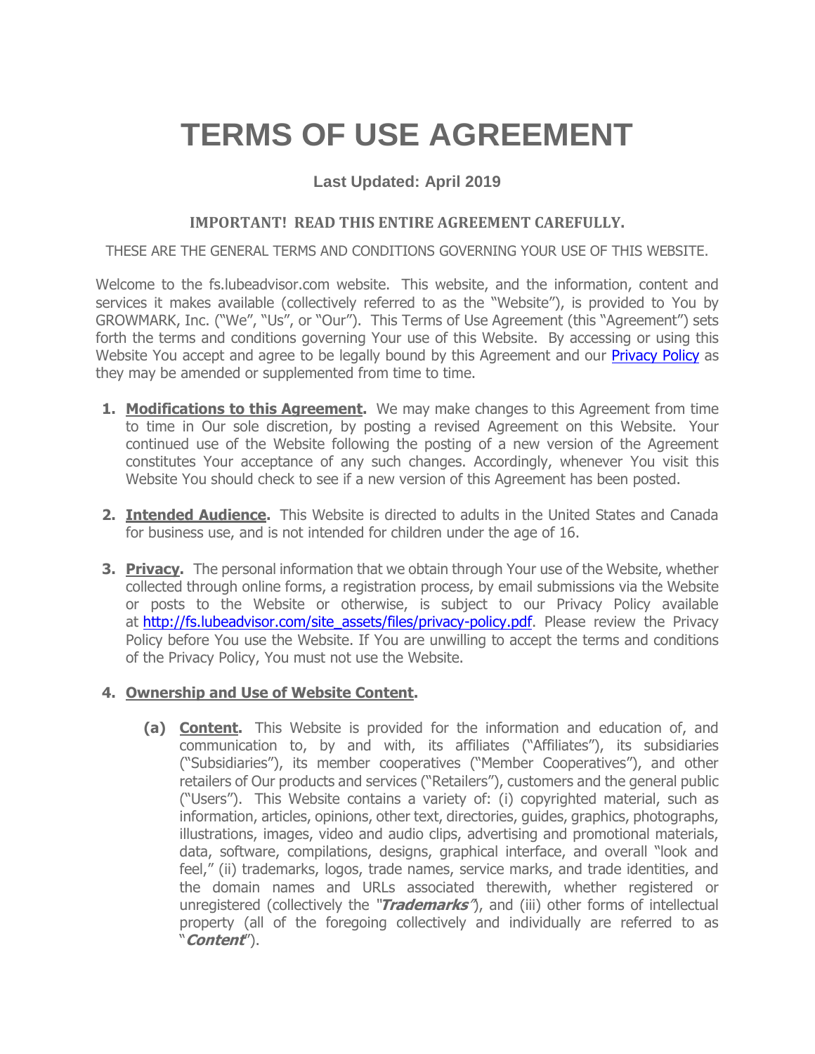# TERMS OF USE AGREEMENT

**Last Updated: April 2019**

**IMPORTANT! READ THIS ENTIRE AGREEMENT CAREFULLY.**

THESE ARE THE GENERAL TERMS AND CONDITIONS GOVERNING YOUR USE OF THIS WEBSITE.

Welcome to the fs.lubeadvisor.com website. This website, and the information, content and services it makes available (collectively referred to as the "Website"), is provided to You by GROWMARK, Inc. ("We", "Us", or "Our"). This Terms of Use Agreement (this "Agreement") sets forth the terms and conditions governing Your use of this Website. By accessing or using this Website You accept and agree to be legally bound by this Agreement and our [Privacy Policy](http://fs.lubeadvisor.com/site_assets/files/privacy-policy.pdf) as they may be amended or supplemented from time to time.

1. **Modifications to this Agreement.** We may make changes to this Agreement from time to time in Our sole discretion, by posting a revised Agreement on this Website. Your continued use of the Website following the posting of a new version of the Agreement constitutes Your acceptance of any such changes. Accordingly, whenever You visit this Website You should check to see if a new version of this Agreement has been posted.

2. **Intended Audience.** This Website is directed to adults in the United States and Canada for business use, and is not intended for children under the age of 16.

3. **Privacy.** The personal information that we obtain through Your use of the Website, whether collected through online forms, a registration process, by email submissions via the Website or posts to the Website or otherwise, is subject to our Privacy Policy available at [http://fs.lubeadvisor.com/site_assets/files/privacy-policy.pdf](http://fs.lubeadvisor.com/site_assets/files/privacy-policy.pdf). Please review the Privacy Policy before You use the Website. If You are unwilling to accept the terms and conditions of the Privacy Policy, You must not use the Website.

4. **Ownership and Use of Website Content.**

   **(a) Content.** This Website is provided for the information and education of, and communication to, by and with, its affiliates ("Affiliates"), its subsidiaries ("Subsidiaries"), its member cooperatives ("Member Cooperatives"), and other retailers of Our products and services ("Retailers"), customers and the general public ("Users"). This Website contains a variety of: (i) copyrighted material, such as information, articles, opinions, other text, directories, guides, graphics, photographs, illustrations, images, video and audio clips, advertising and promotional materials, data, software, compilations, designs, graphical interface, and overall "look and feel," (ii) trademarks, logos, trade names, service marks, and trade identities, and the domain names and URLs associated therewith, whether registered or unregistered (collectively the "***Trademarks***"), and (iii) other forms of intellectual property (all of the foregoing collectively and individually are referred to as "***Content***").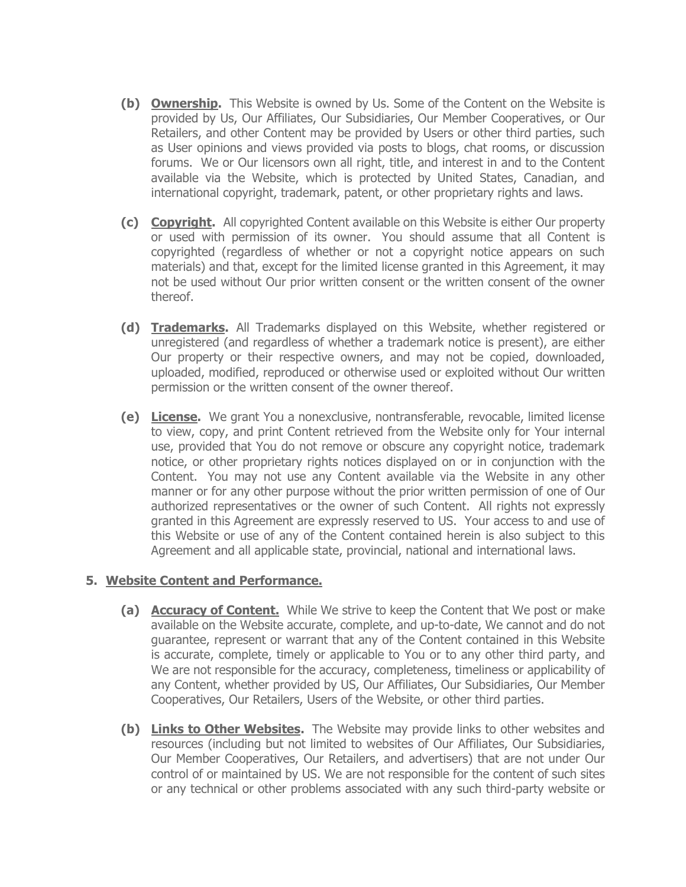**(b) Ownership.** This Website is owned by Us. Some of the Content on the Website is provided by Us, Our Affiliates, Our Subsidiaries, Our Member Cooperatives, or Our Retailers, and other Content may be provided by Users or other third parties, such as User opinions and views provided via posts to blogs, chat rooms, or discussion forums. We or Our licensors own all right, title, and interest in and to the Content available via the Website, which is protected by United States, Canadian, and international copyright, trademark, patent, or other proprietary rights and laws.

**(c) Copyright.** All copyrighted Content available on this Website is either Our property or used with permission of its owner. You should assume that all Content is copyrighted (regardless of whether or not a copyright notice appears on such materials) and that, except for the limited license granted in this Agreement, it may not be used without Our prior written consent or the written consent of the owner thereof.

**(d) Trademarks.** All Trademarks displayed on this Website, whether registered or unregistered (and regardless of whether a trademark notice is present), are either Our property or their respective owners, and may not be copied, downloaded, uploaded, modified, reproduced or otherwise used or exploited without Our written permission or the written consent of the owner thereof.

**(e) License.** We grant You a nonexclusive, nontransferable, revocable, limited license to view, copy, and print Content retrieved from the Website only for Your internal use, provided that You do not remove or obscure any copyright notice, trademark notice, or other proprietary rights notices displayed on or in conjunction with the Content. You may not use any Content available via the Website in any other manner or for any other purpose without the prior written permission of one of Our authorized representatives or the owner of such Content. All rights not expressly granted in this Agreement are expressly reserved to US. Your access to and use of this Website or use of any of the Content contained herein is also subject to this Agreement and all applicable state, provincial, national and international laws.

## 5. Website Content and Performance.

**(a) Accuracy of Content.** While We strive to keep the Content that We post or make available on the Website accurate, complete, and up-to-date, We cannot and do not guarantee, represent or warrant that any of the Content contained in this Website is accurate, complete, timely or applicable to You or to any other third party, and We are not responsible for the accuracy, completeness, timeliness or applicability of any Content, whether provided by US, Our Affiliates, Our Subsidiaries, Our Member Cooperatives, Our Retailers, Users of the Website, or other third parties.

**(b) Links to Other Websites.** The Website may provide links to other websites and resources (including but not limited to websites of Our Affiliates, Our Subsidiaries, Our Member Cooperatives, Our Retailers, and advertisers) that are not under Our control of or maintained by US. We are not responsible for the content of such sites or any technical or other problems associated with any such third-party website or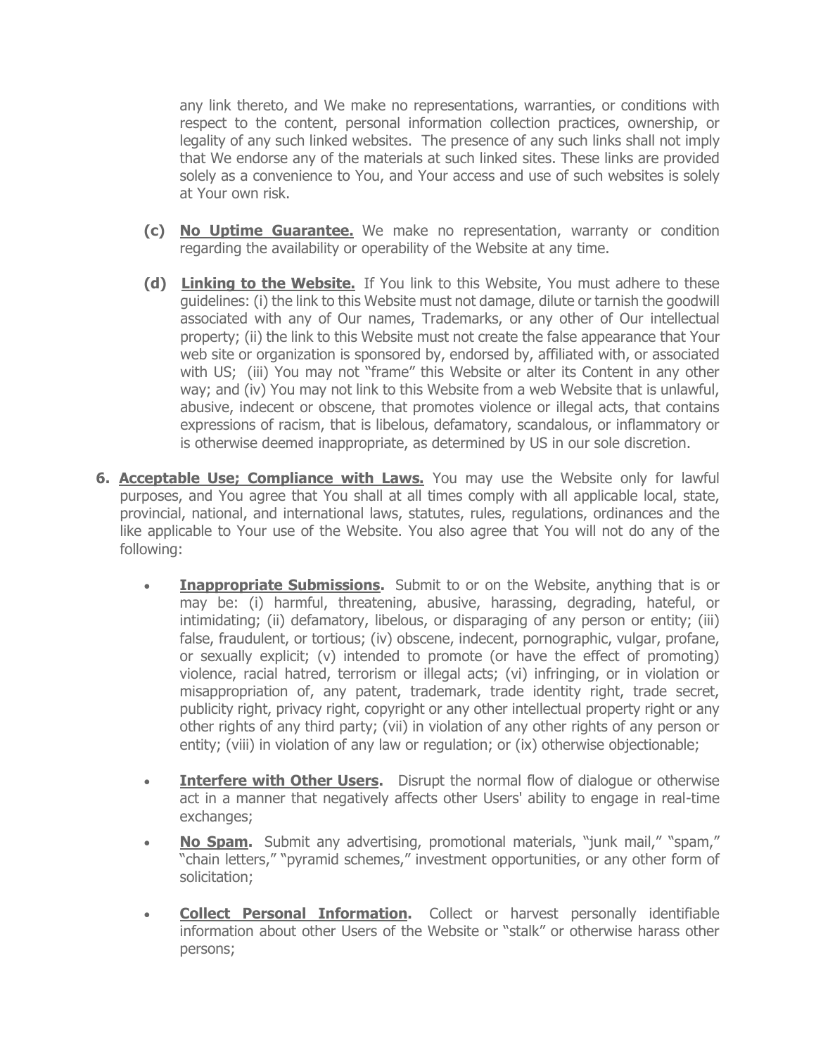any link thereto, and We make no representations, warranties, or conditions with respect to the content, personal information collection practices, ownership, or legality of any such linked websites. The presence of any such links shall not imply that We endorse any of the materials at such linked sites. These links are provided solely as a convenience to You, and Your access and use of such websites is solely at Your own risk.

**(c)** **No Uptime Guarantee.** We make no representation, warranty or condition regarding the availability or operability of the Website at any time.

**(d)** **Linking to the Website.** If You link to this Website, You must adhere to these guidelines: (i) the link to this Website must not damage, dilute or tarnish the goodwill associated with any of Our names, Trademarks, or any other of Our intellectual property; (ii) the link to this Website must not create the false appearance that Your web site or organization is sponsored by, endorsed by, affiliated with, or associated with US; (iii) You may not "frame" this Website or alter its Content in any other way; and (iv) You may not link to this Website from a web Website that is unlawful, abusive, indecent or obscene, that promotes violence or illegal acts, that contains expressions of racism, that is libelous, defamatory, scandalous, or inflammatory or is otherwise deemed inappropriate, as determined by US in our sole discretion.

**6. Acceptable Use; Compliance with Laws.** You may use the Website only for lawful purposes, and You agree that You shall at all times comply with all applicable local, state, provincial, national, and international laws, statutes, rules, regulations, ordinances and the like applicable to Your use of the Website. You also agree that You will not do any of the following:

- **Inappropriate Submissions.** Submit to or on the Website, anything that is or may be: (i) harmful, threatening, abusive, harassing, degrading, hateful, or intimidating; (ii) defamatory, libelous, or disparaging of any person or entity; (iii) false, fraudulent, or tortious; (iv) obscene, indecent, pornographic, vulgar, profane, or sexually explicit; (v) intended to promote (or have the effect of promoting) violence, racial hatred, terrorism or illegal acts; (vi) infringing, or in violation or misappropriation of, any patent, trademark, trade identity right, trade secret, publicity right, privacy right, copyright or any other intellectual property right or any other rights of any third party; (vii) in violation of any other rights of any person or entity; (viii) in violation of any law or regulation; or (ix) otherwise objectionable;

- **Interfere with Other Users.** Disrupt the normal flow of dialogue or otherwise act in a manner that negatively affects other Users' ability to engage in real-time exchanges;

- **No Spam.** Submit any advertising, promotional materials, "junk mail," "spam," "chain letters," "pyramid schemes," investment opportunities, or any other form of solicitation;

- **Collect Personal Information.** Collect or harvest personally identifiable information about other Users of the Website or "stalk" or otherwise harass other persons;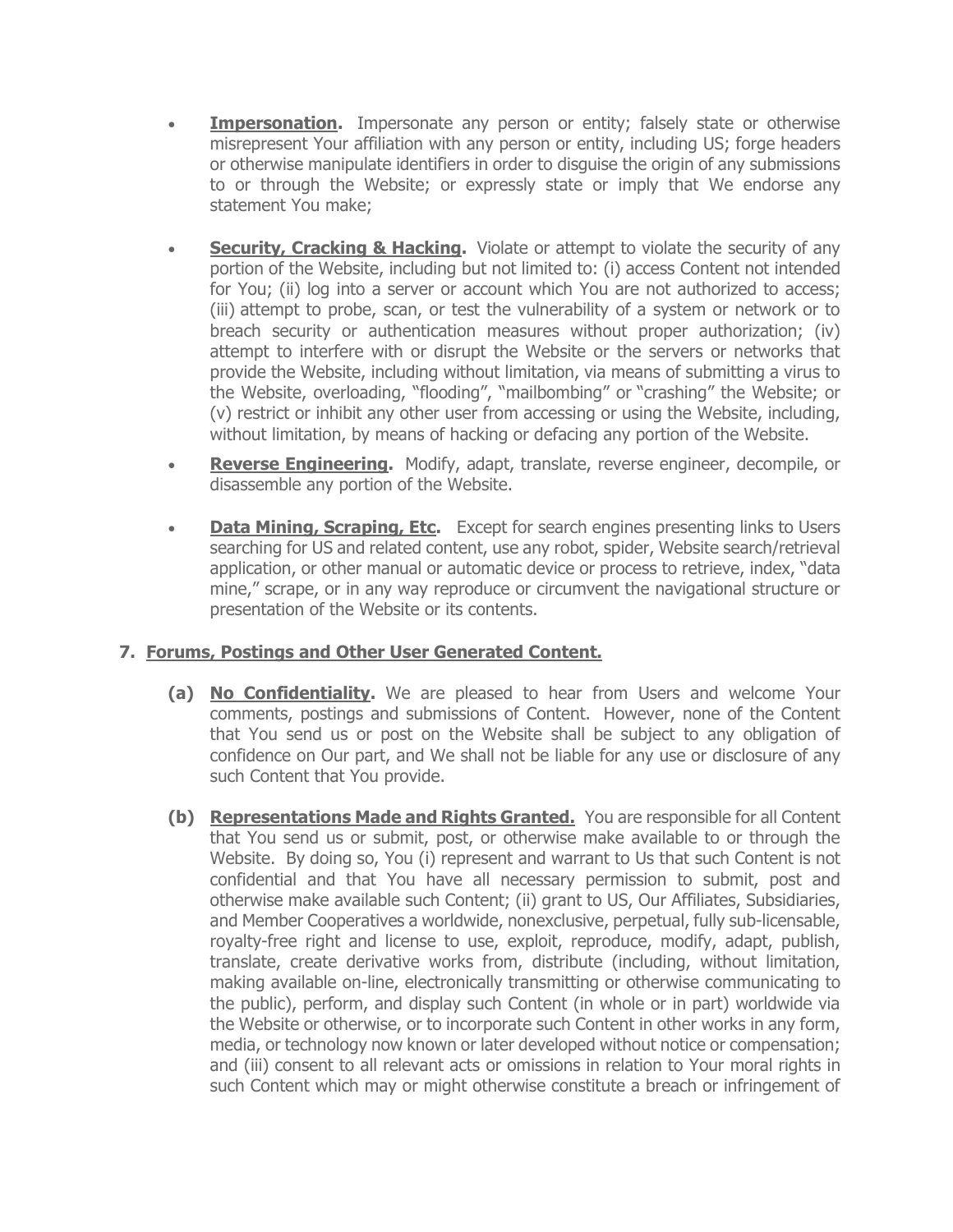- **Impersonation.** Impersonate any person or entity; falsely state or otherwise misrepresent Your affiliation with any person or entity, including US; forge headers or otherwise manipulate identifiers in order to disguise the origin of any submissions to or through the Website; or expressly state or imply that We endorse any statement You make;

- **Security, Cracking & Hacking.** Violate or attempt to violate the security of any portion of the Website, including but not limited to: (i) access Content not intended for You; (ii) log into a server or account which You are not authorized to access; (iii) attempt to probe, scan, or test the vulnerability of a system or network or to breach security or authentication measures without proper authorization; (iv) attempt to interfere with or disrupt the Website or the servers or networks that provide the Website, including without limitation, via means of submitting a virus to the Website, overloading, "flooding", "mailbombing" or "crashing" the Website; or (v) restrict or inhibit any other user from accessing or using the Website, including, without limitation, by means of hacking or defacing any portion of the Website.

- **Reverse Engineering.** Modify, adapt, translate, reverse engineer, decompile, or disassemble any portion of the Website.

- **Data Mining, Scraping, Etc.** Except for search engines presenting links to Users searching for US and related content, use any robot, spider, Website search/retrieval application, or other manual or automatic device or process to retrieve, index, "data mine," scrape, or in any way reproduce or circumvent the navigational structure or presentation of the Website or its contents.

## 7. Forums, Postings and Other User Generated Content.

**(a) No Confidentiality.** We are pleased to hear from Users and welcome Your comments, postings and submissions of Content. However, none of the Content that You send us or post on the Website shall be subject to any obligation of confidence on Our part, and We shall not be liable for any use or disclosure of any such Content that You provide.

**(b) Representations Made and Rights Granted.** You are responsible for all Content that You send us or submit, post, or otherwise make available to or through the Website. By doing so, You (i) represent and warrant to Us that such Content is not confidential and that You have all necessary permission to submit, post and otherwise make available such Content; (ii) grant to US, Our Affiliates, Subsidiaries, and Member Cooperatives a worldwide, nonexclusive, perpetual, fully sub-licensable, royalty-free right and license to use, exploit, reproduce, modify, adapt, publish, translate, create derivative works from, distribute (including, without limitation, making available on-line, electronically transmitting or otherwise communicating to the public), perform, and display such Content (in whole or in part) worldwide via the Website or otherwise, or to incorporate such Content in other works in any form, media, or technology now known or later developed without notice or compensation; and (iii) consent to all relevant acts or omissions in relation to Your moral rights in such Content which may or might otherwise constitute a breach or infringement of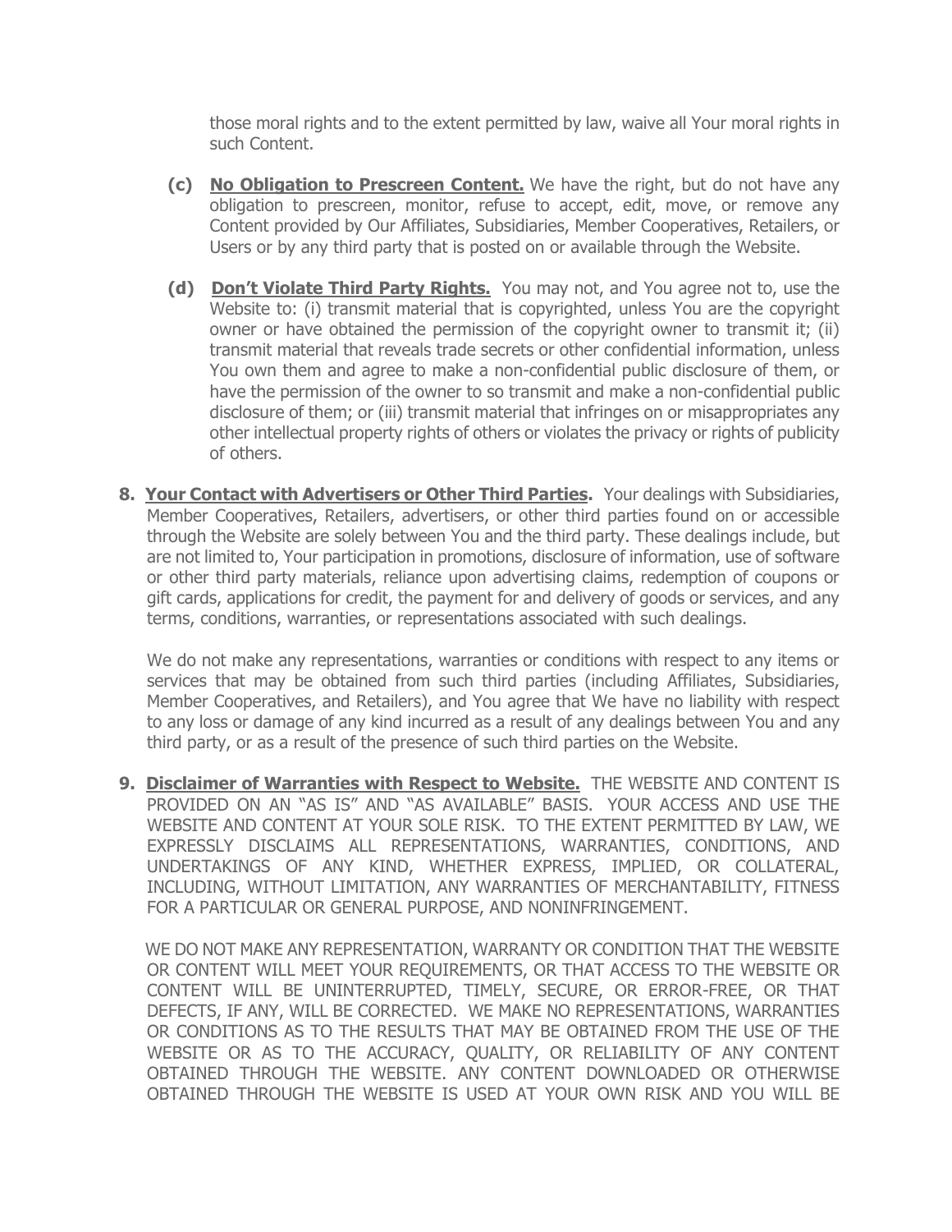those moral rights and to the extent permitted by law, waive all Your moral rights in such Content.

**(c)** **No Obligation to Prescreen Content.** We have the right, but do not have any obligation to prescreen, monitor, refuse to accept, edit, move, or remove any Content provided by Our Affiliates, Subsidiaries, Member Cooperatives, Retailers, or Users or by any third party that is posted on or available through the Website.

**(d)** **Don't Violate Third Party Rights.** You may not, and You agree not to, use the Website to: (i) transmit material that is copyrighted, unless You are the copyright owner or have obtained the permission of the copyright owner to transmit it; (ii) transmit material that reveals trade secrets or other confidential information, unless You own them and agree to make a non-confidential public disclosure of them, or have the permission of the owner to so transmit and make a non-confidential public disclosure of them; or (iii) transmit material that infringes on or misappropriates any other intellectual property rights of others or violates the privacy or rights of publicity of others.

**8.** **Your Contact with Advertisers or Other Third Parties.** Your dealings with Subsidiaries, Member Cooperatives, Retailers, advertisers, or other third parties found on or accessible through the Website are solely between You and the third party. These dealings include, but are not limited to, Your participation in promotions, disclosure of information, use of software or other third party materials, reliance upon advertising claims, redemption of coupons or gift cards, applications for credit, the payment for and delivery of goods or services, and any terms, conditions, warranties, or representations associated with such dealings.

We do not make any representations, warranties or conditions with respect to any items or services that may be obtained from such third parties (including Affiliates, Subsidiaries, Member Cooperatives, and Retailers), and You agree that We have no liability with respect to any loss or damage of any kind incurred as a result of any dealings between You and any third party, or as a result of the presence of such third parties on the Website.

**9.** **Disclaimer of Warranties with Respect to Website.** THE WEBSITE AND CONTENT IS PROVIDED ON AN "AS IS" AND "AS AVAILABLE" BASIS. YOUR ACCESS AND USE THE WEBSITE AND CONTENT AT YOUR SOLE RISK. TO THE EXTENT PERMITTED BY LAW, WE EXPRESSLY DISCLAIMS ALL REPRESENTATIONS, WARRANTIES, CONDITIONS, AND UNDERTAKINGS OF ANY KIND, WHETHER EXPRESS, IMPLIED, OR COLLATERAL, INCLUDING, WITHOUT LIMITATION, ANY WARRANTIES OF MERCHANTABILITY, FITNESS FOR A PARTICULAR OR GENERAL PURPOSE, AND NONINFRINGEMENT.

WE DO NOT MAKE ANY REPRESENTATION, WARRANTY OR CONDITION THAT THE WEBSITE OR CONTENT WILL MEET YOUR REQUIREMENTS, OR THAT ACCESS TO THE WEBSITE OR CONTENT WILL BE UNINTERRUPTED, TIMELY, SECURE, OR ERROR-FREE, OR THAT DEFECTS, IF ANY, WILL BE CORRECTED. WE MAKE NO REPRESENTATIONS, WARRANTIES OR CONDITIONS AS TO THE RESULTS THAT MAY BE OBTAINED FROM THE USE OF THE WEBSITE OR AS TO THE ACCURACY, QUALITY, OR RELIABILITY OF ANY CONTENT OBTAINED THROUGH THE WEBSITE. ANY CONTENT DOWNLOADED OR OTHERWISE OBTAINED THROUGH THE WEBSITE IS USED AT YOUR OWN RISK AND YOU WILL BE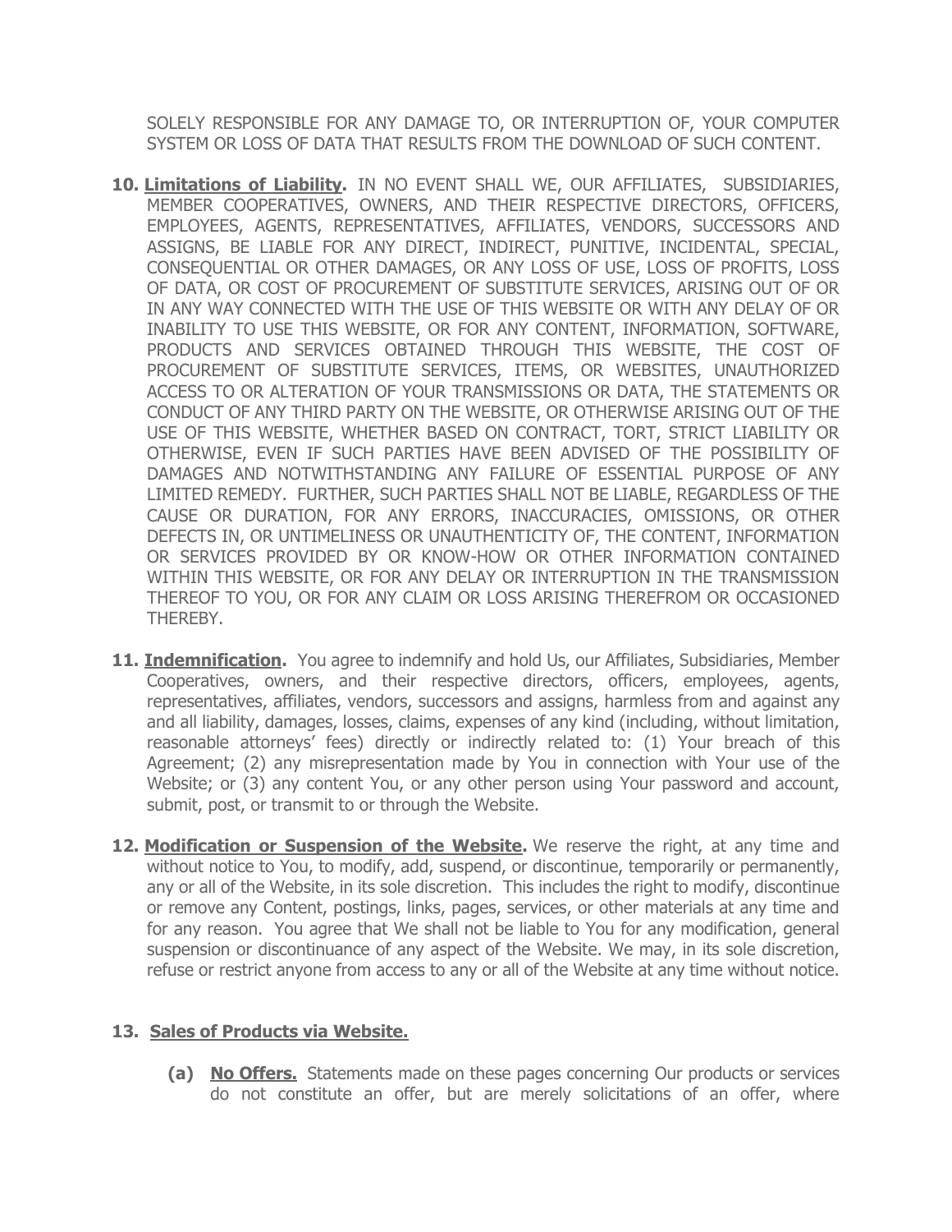SOLELY RESPONSIBLE FOR ANY DAMAGE TO, OR INTERRUPTION OF, YOUR COMPUTER SYSTEM OR LOSS OF DATA THAT RESULTS FROM THE DOWNLOAD OF SUCH CONTENT.

10. **Limitations of Liability.** IN NO EVENT SHALL WE, OUR AFFILIATES, SUBSIDIARIES, MEMBER COOPERATIVES, OWNERS, AND THEIR RESPECTIVE DIRECTORS, OFFICERS, EMPLOYEES, AGENTS, REPRESENTATIVES, AFFILIATES, VENDORS, SUCCESSORS AND ASSIGNS, BE LIABLE FOR ANY DIRECT, INDIRECT, PUNITIVE, INCIDENTAL, SPECIAL, CONSEQUENTIAL OR OTHER DAMAGES, OR ANY LOSS OF USE, LOSS OF PROFITS, LOSS OF DATA, OR COST OF PROCUREMENT OF SUBSTITUTE SERVICES, ARISING OUT OF OR IN ANY WAY CONNECTED WITH THE USE OF THIS WEBSITE OR WITH ANY DELAY OF OR INABILITY TO USE THIS WEBSITE, OR FOR ANY CONTENT, INFORMATION, SOFTWARE, PRODUCTS AND SERVICES OBTAINED THROUGH THIS WEBSITE, THE COST OF PROCUREMENT OF SUBSTITUTE SERVICES, ITEMS, OR WEBSITES, UNAUTHORIZED ACCESS TO OR ALTERATION OF YOUR TRANSMISSIONS OR DATA, THE STATEMENTS OR CONDUCT OF ANY THIRD PARTY ON THE WEBSITE, OR OTHERWISE ARISING OUT OF THE USE OF THIS WEBSITE, WHETHER BASED ON CONTRACT, TORT, STRICT LIABILITY OR OTHERWISE, EVEN IF SUCH PARTIES HAVE BEEN ADVISED OF THE POSSIBILITY OF DAMAGES AND NOTWITHSTANDING ANY FAILURE OF ESSENTIAL PURPOSE OF ANY LIMITED REMEDY. FURTHER, SUCH PARTIES SHALL NOT BE LIABLE, REGARDLESS OF THE CAUSE OR DURATION, FOR ANY ERRORS, INACCURACIES, OMISSIONS, OR OTHER DEFECTS IN, OR UNTIMELINESS OR UNAUTHENTICITY OF, THE CONTENT, INFORMATION OR SERVICES PROVIDED BY OR KNOW-HOW OR OTHER INFORMATION CONTAINED WITHIN THIS WEBSITE, OR FOR ANY DELAY OR INTERRUPTION IN THE TRANSMISSION THEREOF TO YOU, OR FOR ANY CLAIM OR LOSS ARISING THEREFROM OR OCCASIONED THEREBY.

11. **Indemnification.** You agree to indemnify and hold Us, our Affiliates, Subsidiaries, Member Cooperatives, owners, and their respective directors, officers, employees, agents, representatives, affiliates, vendors, successors and assigns, harmless from and against any and all liability, damages, losses, claims, expenses of any kind (including, without limitation, reasonable attorneys' fees) directly or indirectly related to: (1) Your breach of this Agreement; (2) any misrepresentation made by You in connection with Your use of the Website; or (3) any content You, or any other person using Your password and account, submit, post, or transmit to or through the Website.

12. **Modification or Suspension of the Website.** We reserve the right, at any time and without notice to You, to modify, add, suspend, or discontinue, temporarily or permanently, any or all of the Website, in its sole discretion. This includes the right to modify, discontinue or remove any Content, postings, links, pages, services, or other materials at any time and for any reason. You agree that We shall not be liable to You for any modification, general suspension or discontinuance of any aspect of the Website. We may, in its sole discretion, refuse or restrict anyone from access to any or all of the Website at any time without notice.

13. **Sales of Products via Website.**

    **(a) No Offers.** Statements made on these pages concerning Our products or services do not constitute an offer, but are merely solicitations of an offer, where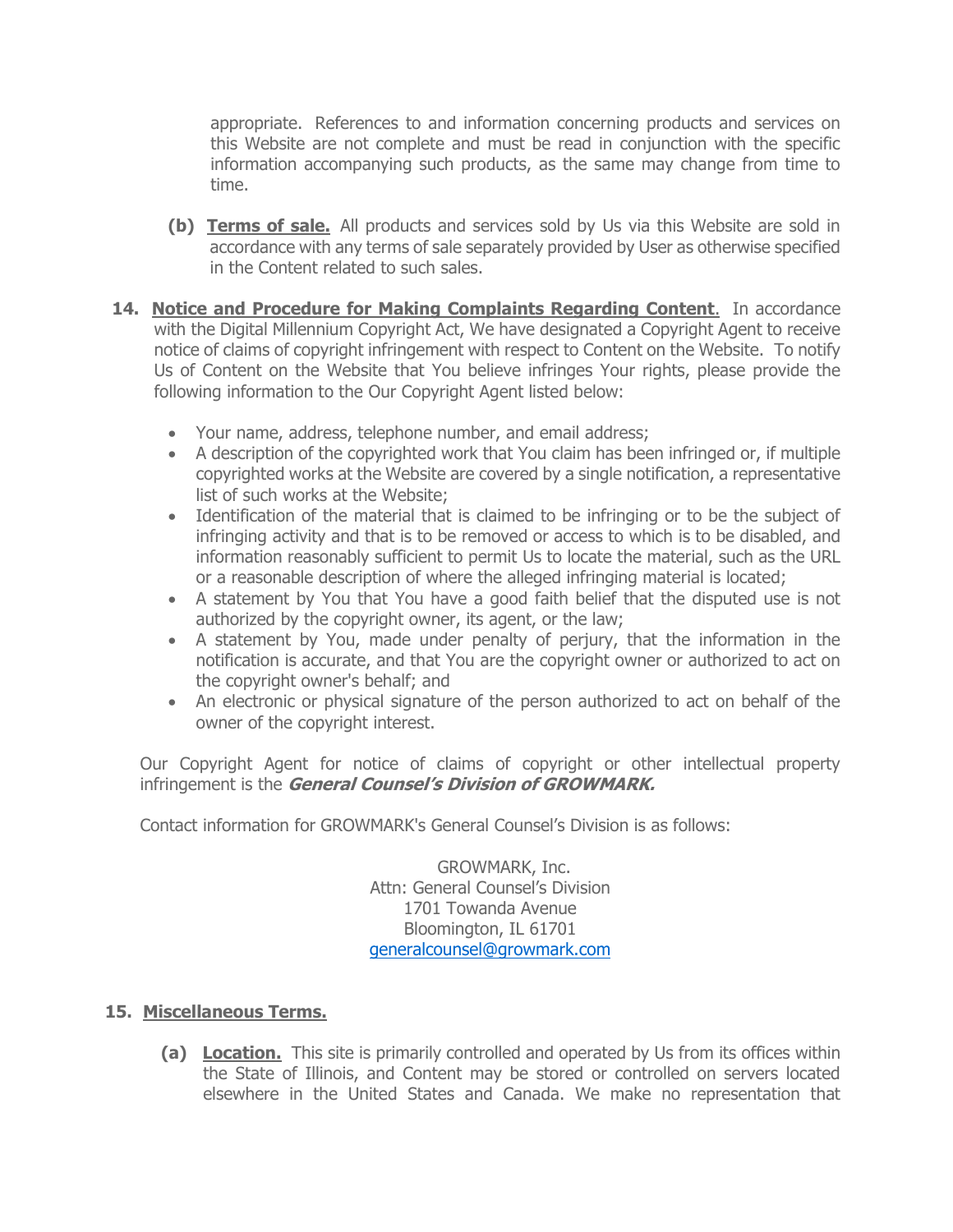appropriate. References to and information concerning products and services on this Website are not complete and must be read in conjunction with the specific information accompanying such products, as the same may change from time to time.

**(b) Terms of sale.** All products and services sold by Us via this Website are sold in accordance with any terms of sale separately provided by User as otherwise specified in the Content related to such sales.

**14. Notice and Procedure for Making Complaints Regarding Content.** In accordance with the Digital Millennium Copyright Act, We have designated a Copyright Agent to receive notice of claims of copyright infringement with respect to Content on the Website. To notify Us of Content on the Website that You believe infringes Your rights, please provide the following information to the Our Copyright Agent listed below:

- Your name, address, telephone number, and email address;
- A description of the copyrighted work that You claim has been infringed or, if multiple copyrighted works at the Website are covered by a single notification, a representative list of such works at the Website;
- Identification of the material that is claimed to be infringing or to be the subject of infringing activity and that is to be removed or access to which is to be disabled, and information reasonably sufficient to permit Us to locate the material, such as the URL or a reasonable description of where the alleged infringing material is located;
- A statement by You that You have a good faith belief that the disputed use is not authorized by the copyright owner, its agent, or the law;
- A statement by You, made under penalty of perjury, that the information in the notification is accurate, and that You are the copyright owner or authorized to act on the copyright owner's behalf; and
- An electronic or physical signature of the person authorized to act on behalf of the owner of the copyright interest.

Our Copyright Agent for notice of claims of copyright or other intellectual property infringement is the ***General Counsel's Division of GROWMARK.***

Contact information for GROWMARK's General Counsel's Division is as follows:

GROWMARK, Inc.
Attn: General Counsel's Division
1701 Towanda Avenue
Bloomington, IL 61701
generalcounsel@growmark.com

**15. Miscellaneous Terms.**

**(a) Location.** This site is primarily controlled and operated by Us from its offices within the State of Illinois, and Content may be stored or controlled on servers located elsewhere in the United States and Canada. We make no representation that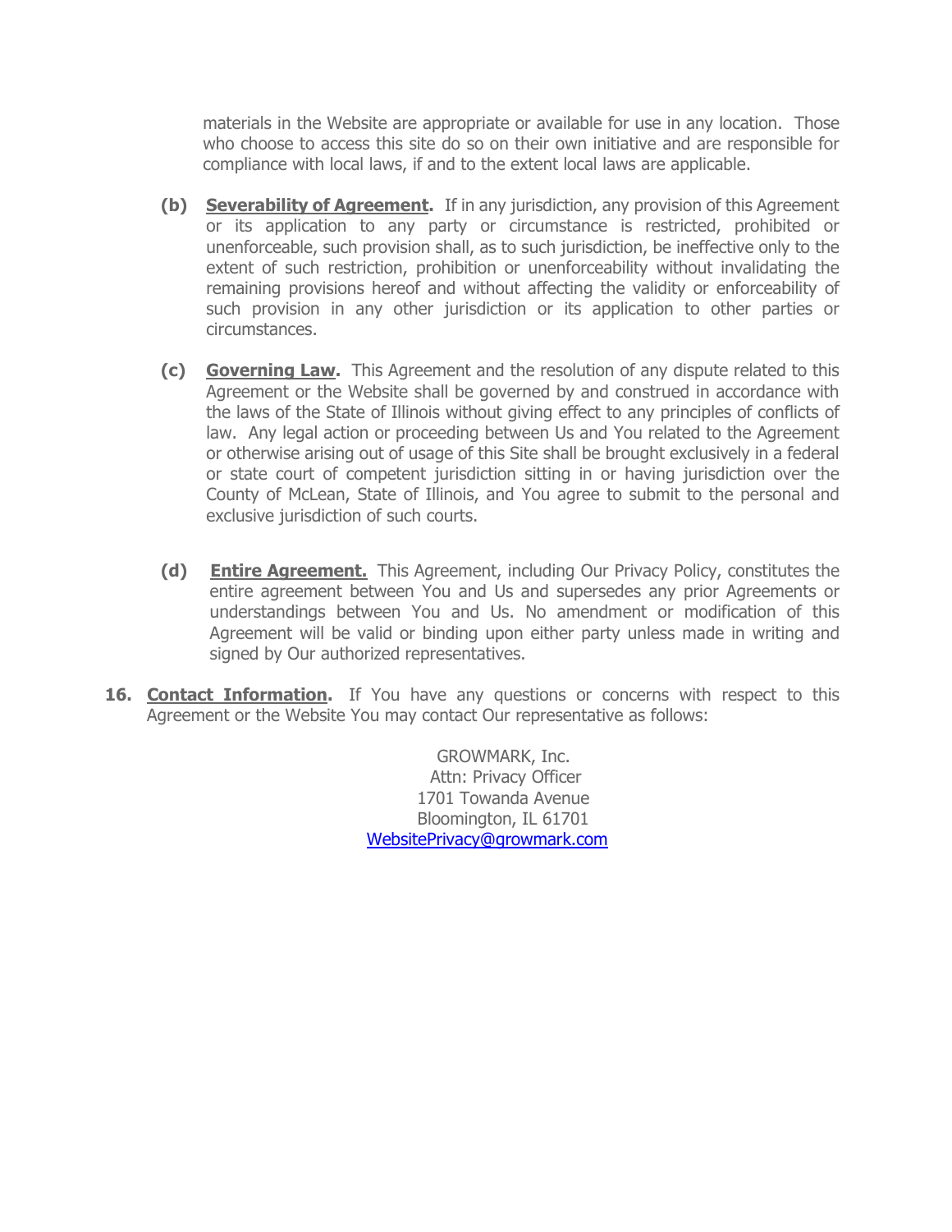materials in the Website are appropriate or available for use in any location. Those who choose to access this site do so on their own initiative and are responsible for compliance with local laws, if and to the extent local laws are applicable.

**(b)** **Severability of Agreement.** If in any jurisdiction, any provision of this Agreement or its application to any party or circumstance is restricted, prohibited or unenforceable, such provision shall, as to such jurisdiction, be ineffective only to the extent of such restriction, prohibition or unenforceability without invalidating the remaining provisions hereof and without affecting the validity or enforceability of such provision in any other jurisdiction or its application to other parties or circumstances.

**(c)** **Governing Law.** This Agreement and the resolution of any dispute related to this Agreement or the Website shall be governed by and construed in accordance with the laws of the State of Illinois without giving effect to any principles of conflicts of law. Any legal action or proceeding between Us and You related to the Agreement or otherwise arising out of usage of this Site shall be brought exclusively in a federal or state court of competent jurisdiction sitting in or having jurisdiction over the County of McLean, State of Illinois, and You agree to submit to the personal and exclusive jurisdiction of such courts.

**(d)** **Entire Agreement.** This Agreement, including Our Privacy Policy, constitutes the entire agreement between You and Us and supersedes any prior Agreements or understandings between You and Us. No amendment or modification of this Agreement will be valid or binding upon either party unless made in writing and signed by Our authorized representatives.

**16.** **Contact Information.** If You have any questions or concerns with respect to this Agreement or the Website You may contact Our representative as follows:

GROWMARK, Inc.
Attn: Privacy Officer
1701 Towanda Avenue
Bloomington, IL 61701
WebsitePrivacy@growmark.com